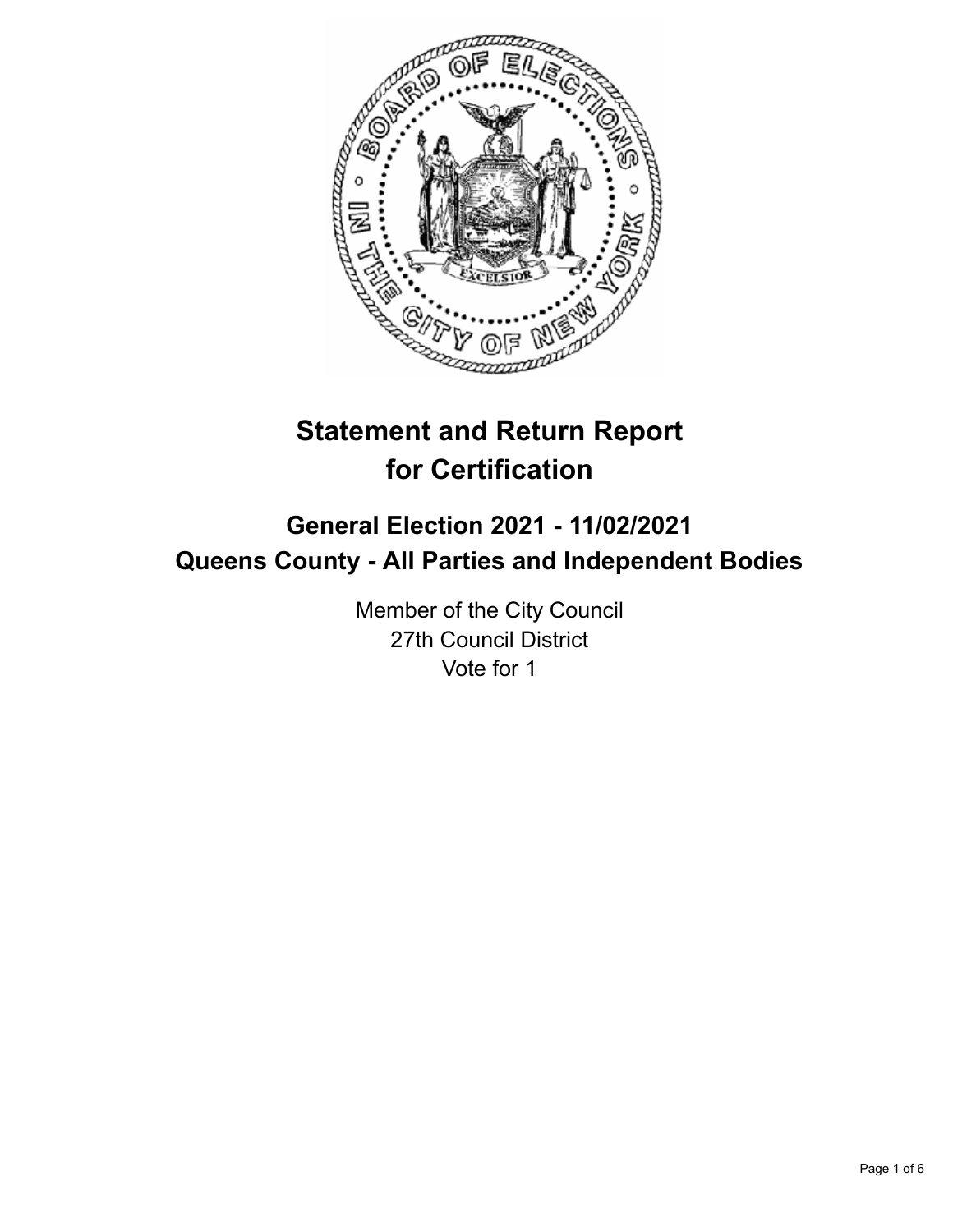# Statement and Return Report for Certification

## General Election 2021 - 11/02/2021
## Queens County - All Parties and Independent Bodies

Member of the City Council
27th Council District
Vote for 1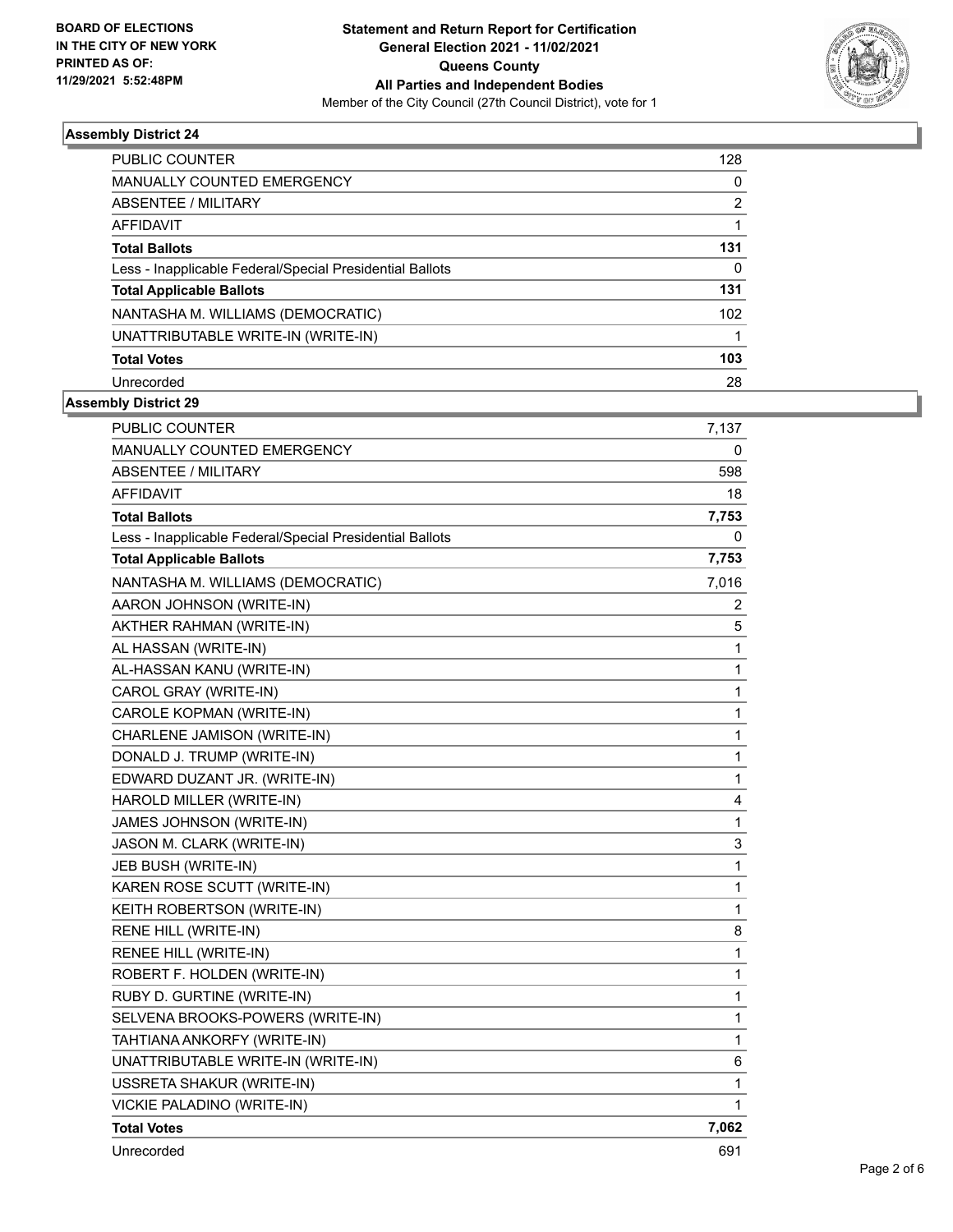**BOARD OF ELECTIONS IN THE CITY OF NEW YORK PRINTED AS OF: 11/29/2021 5:52:48PM**

**Statement and Return Report for Certification**
**General Election 2021 - 11/02/2021**
**Queens County**
**All Parties and Independent Bodies**
Member of the City Council (27th Council District), vote for 1

### Assembly District 24

| | |
|---|---|
| PUBLIC COUNTER | 128 |
| MANUALLY COUNTED EMERGENCY | 0 |
| ABSENTEE / MILITARY | 2 |
| AFFIDAVIT | 1 |
| **Total Ballots** | **131** |
| Less - Inapplicable Federal/Special Presidential Ballots | 0 |
| **Total Applicable Ballots** | **131** |
| NANTASHA M. WILLIAMS (DEMOCRATIC) | 102 |
| UNATTRIBUTABLE WRITE-IN (WRITE-IN) | 1 |
| **Total Votes** | **103** |
| Unrecorded | 28 |

### Assembly District 29

| | |
|---|---|
| PUBLIC COUNTER | 7,137 |
| MANUALLY COUNTED EMERGENCY | 0 |
| ABSENTEE / MILITARY | 598 |
| AFFIDAVIT | 18 |
| **Total Ballots** | **7,753** |
| Less - Inapplicable Federal/Special Presidential Ballots | 0 |
| **Total Applicable Ballots** | **7,753** |
| NANTASHA M. WILLIAMS (DEMOCRATIC) | 7,016 |
| AARON JOHNSON (WRITE-IN) | 2 |
| AKTHER RAHMAN (WRITE-IN) | 5 |
| AL HASSAN (WRITE-IN) | 1 |
| AL-HASSAN KANU (WRITE-IN) | 1 |
| CAROL GRAY (WRITE-IN) | 1 |
| CAROLE KOPMAN (WRITE-IN) | 1 |
| CHARLENE JAMISON (WRITE-IN) | 1 |
| DONALD J. TRUMP (WRITE-IN) | 1 |
| EDWARD DUZANT JR. (WRITE-IN) | 1 |
| HAROLD MILLER (WRITE-IN) | 4 |
| JAMES JOHNSON (WRITE-IN) | 1 |
| JASON M. CLARK (WRITE-IN) | 3 |
| JEB BUSH (WRITE-IN) | 1 |
| KAREN ROSE SCUTT (WRITE-IN) | 1 |
| KEITH ROBERTSON (WRITE-IN) | 1 |
| RENE HILL (WRITE-IN) | 8 |
| RENEE HILL (WRITE-IN) | 1 |
| ROBERT F. HOLDEN (WRITE-IN) | 1 |
| RUBY D. GURTINE (WRITE-IN) | 1 |
| SELVENA BROOKS-POWERS (WRITE-IN) | 1 |
| TAHTIANA ANKORFY (WRITE-IN) | 1 |
| UNATTRIBUTABLE WRITE-IN (WRITE-IN) | 6 |
| USSRETA SHAKUR (WRITE-IN) | 1 |
| VICKIE PALADINO (WRITE-IN) | 1 |
| **Total Votes** | **7,062** |
| Unrecorded | 691 |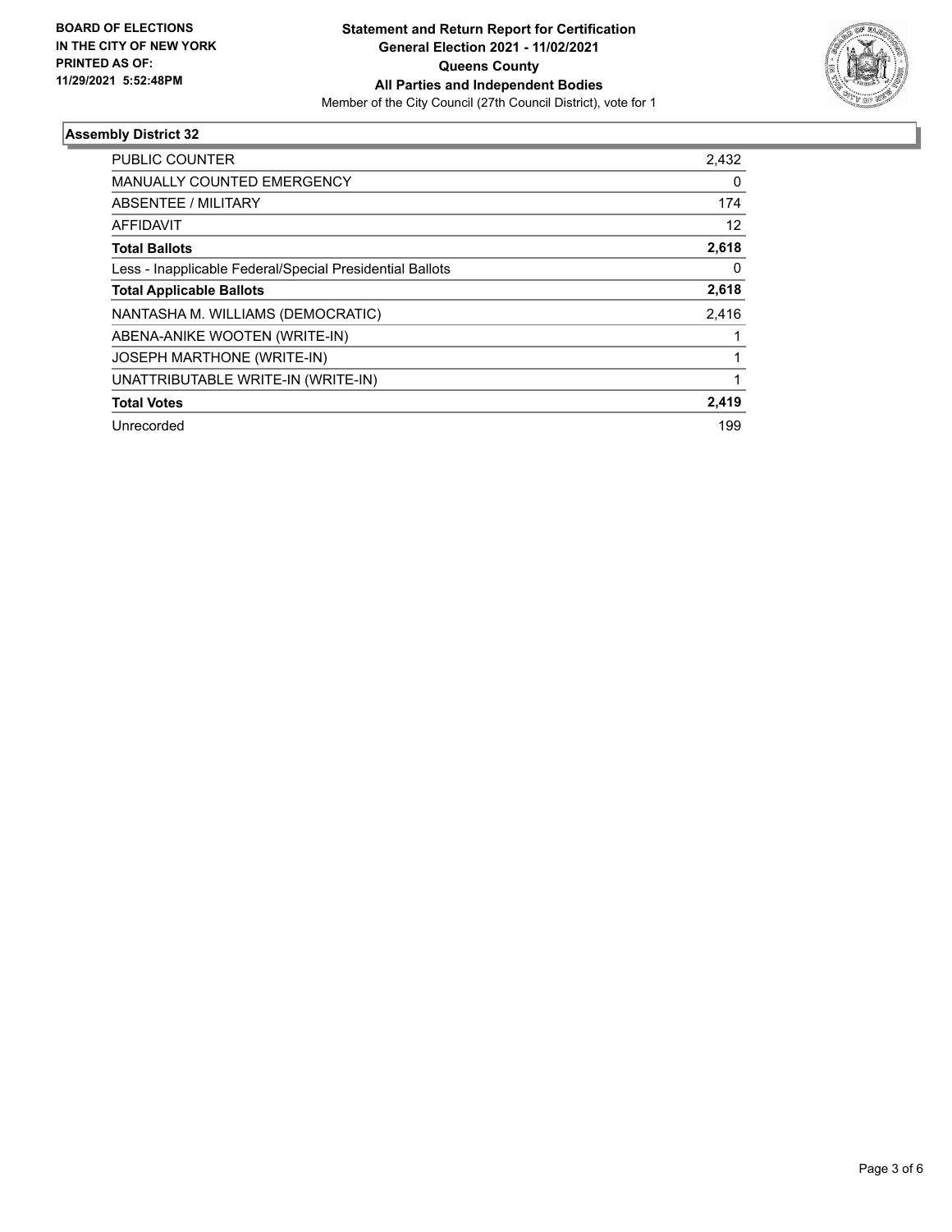**BOARD OF ELECTIONS IN THE CITY OF NEW YORK PRINTED AS OF: 11/29/2021 5:52:48PM**

**Statement and Return Report for Certification General Election 2021 - 11/02/2021 Queens County All Parties and Independent Bodies**

Member of the City Council (27th Council District), vote for 1

### Assembly District 32

| | |
|---|---|
| PUBLIC COUNTER | 2,432 |
| MANUALLY COUNTED EMERGENCY | 0 |
| ABSENTEE / MILITARY | 174 |
| AFFIDAVIT | 12 |
| **Total Ballots** | **2,618** |
| Less - Inapplicable Federal/Special Presidential Ballots | 0 |
| **Total Applicable Ballots** | **2,618** |
| NANTASHA M. WILLIAMS (DEMOCRATIC) | 2,416 |
| ABENA-ANIKE WOOTEN (WRITE-IN) | 1 |
| JOSEPH MARTHONE (WRITE-IN) | 1 |
| UNATTRIBUTABLE WRITE-IN (WRITE-IN) | 1 |
| **Total Votes** | **2,419** |
| Unrecorded | 199 |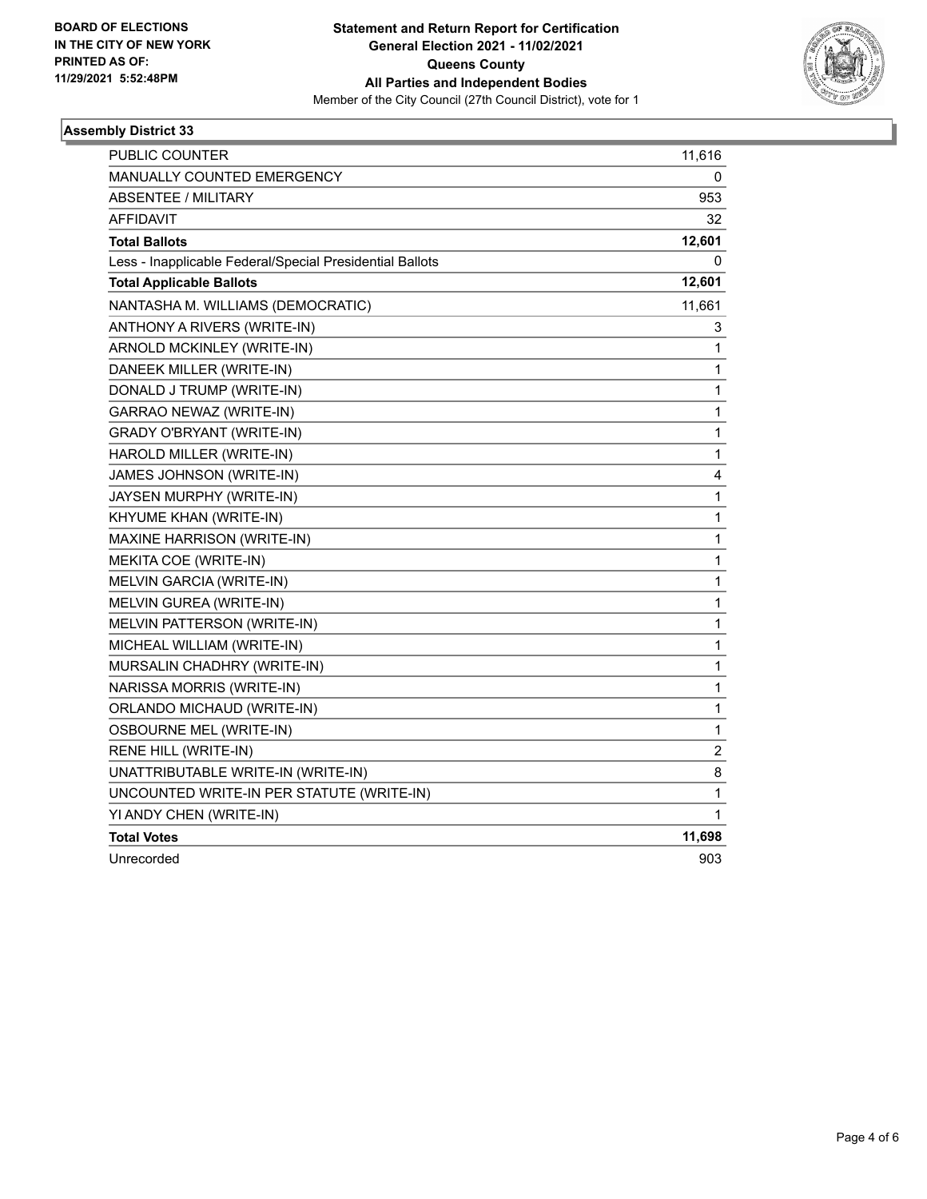**BOARD OF ELECTIONS IN THE CITY OF NEW YORK PRINTED AS OF: 11/29/2021 5:52:48PM**

**Statement and Return Report for Certification General Election 2021 - 11/02/2021 Queens County All Parties and Independent Bodies**

Member of the City Council (27th Council District), vote for 1

## Assembly District 33

| | |
|---|---|
| PUBLIC COUNTER | 11,616 |
| MANUALLY COUNTED EMERGENCY | 0 |
| ABSENTEE / MILITARY | 953 |
| AFFIDAVIT | 32 |
| **Total Ballots** | **12,601** |
| Less - Inapplicable Federal/Special Presidential Ballots | 0 |
| **Total Applicable Ballots** | **12,601** |
| NANTASHA M. WILLIAMS (DEMOCRATIC) | 11,661 |
| ANTHONY A RIVERS (WRITE-IN) | 3 |
| ARNOLD MCKINLEY (WRITE-IN) | 1 |
| DANEEK MILLER (WRITE-IN) | 1 |
| DONALD J TRUMP (WRITE-IN) | 1 |
| GARRAO NEWAZ (WRITE-IN) | 1 |
| GRADY O'BRYANT (WRITE-IN) | 1 |
| HAROLD MILLER (WRITE-IN) | 1 |
| JAMES JOHNSON (WRITE-IN) | 4 |
| JAYSEN MURPHY (WRITE-IN) | 1 |
| KHYUME KHAN (WRITE-IN) | 1 |
| MAXINE HARRISON (WRITE-IN) | 1 |
| MEKITA COE (WRITE-IN) | 1 |
| MELVIN GARCIA (WRITE-IN) | 1 |
| MELVIN GUREA (WRITE-IN) | 1 |
| MELVIN PATTERSON (WRITE-IN) | 1 |
| MICHEAL WILLIAM (WRITE-IN) | 1 |
| MURSALIN CHADHRY (WRITE-IN) | 1 |
| NARISSA MORRIS (WRITE-IN) | 1 |
| ORLANDO MICHAUD (WRITE-IN) | 1 |
| OSBOURNE MEL (WRITE-IN) | 1 |
| RENE HILL (WRITE-IN) | 2 |
| UNATTRIBUTABLE WRITE-IN (WRITE-IN) | 8 |
| UNCOUNTED WRITE-IN PER STATUTE (WRITE-IN) | 1 |
| YI ANDY CHEN (WRITE-IN) | 1 |
| **Total Votes** | **11,698** |
| Unrecorded | 903 |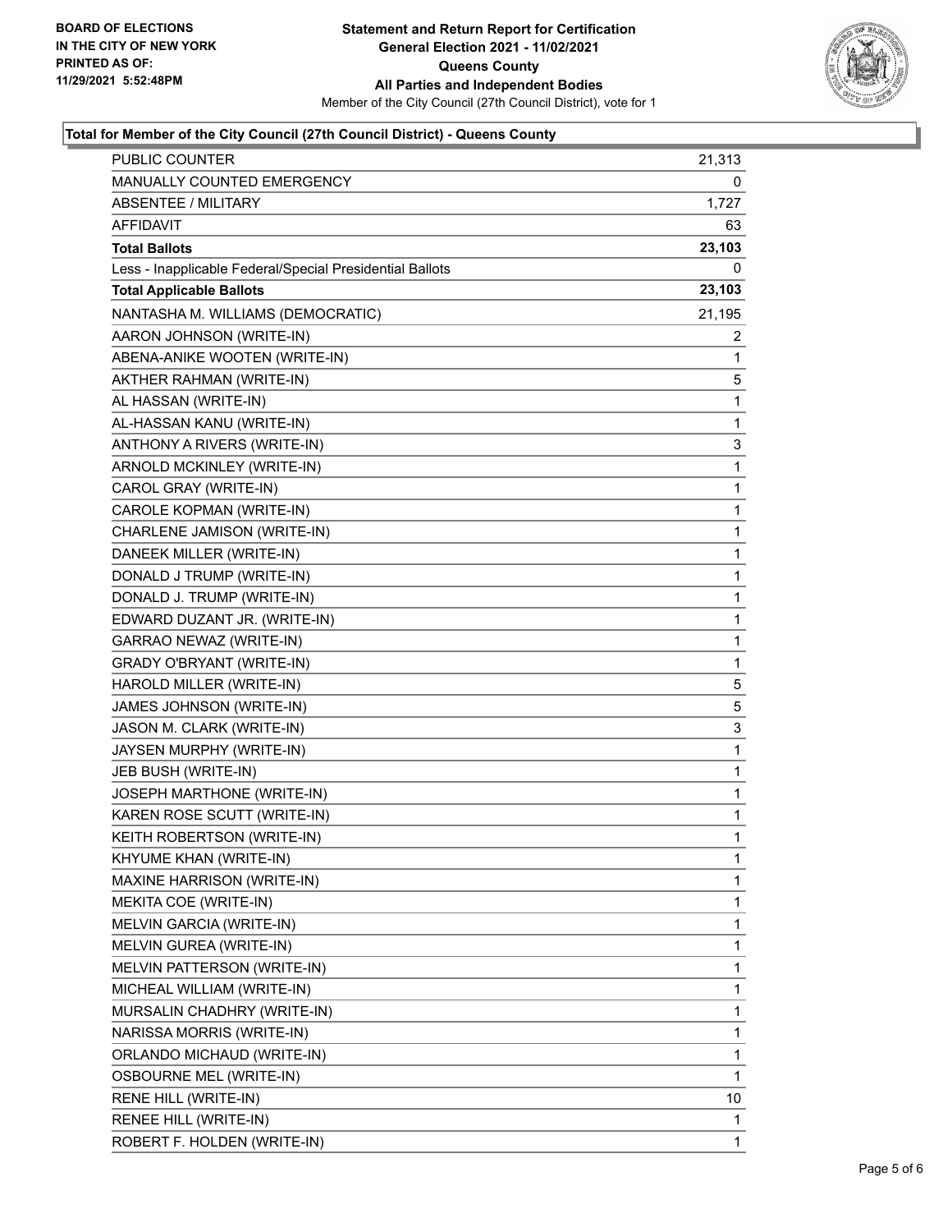BOARD OF ELECTIONS
IN THE CITY OF NEW YORK
PRINTED AS OF:
11/29/2021 5:52:48PM

**Statement and Return Report for Certification**
**General Election 2021 - 11/02/2021**
**Queens County**
**All Parties and Independent Bodies**
Member of the City Council (27th Council District), vote for 1

### Total for Member of the City Council (27th Council District) - Queens County

| | |
|---|---|
| PUBLIC COUNTER | 21,313 |
| MANUALLY COUNTED EMERGENCY | 0 |
| ABSENTEE / MILITARY | 1,727 |
| AFFIDAVIT | 63 |
| **Total Ballots** | **23,103** |
| Less - Inapplicable Federal/Special Presidential Ballots | 0 |
| **Total Applicable Ballots** | **23,103** |
| NANTASHA M. WILLIAMS (DEMOCRATIC) | 21,195 |
| AARON JOHNSON (WRITE-IN) | 2 |
| ABENA-ANIKE WOOTEN (WRITE-IN) | 1 |
| AKTHER RAHMAN (WRITE-IN) | 5 |
| AL HASSAN (WRITE-IN) | 1 |
| AL-HASSAN KANU (WRITE-IN) | 1 |
| ANTHONY A RIVERS (WRITE-IN) | 3 |
| ARNOLD MCKINLEY (WRITE-IN) | 1 |
| CAROL GRAY (WRITE-IN) | 1 |
| CAROLE KOPMAN (WRITE-IN) | 1 |
| CHARLENE JAMISON (WRITE-IN) | 1 |
| DANEEK MILLER (WRITE-IN) | 1 |
| DONALD J TRUMP (WRITE-IN) | 1 |
| DONALD J. TRUMP (WRITE-IN) | 1 |
| EDWARD DUZANT JR. (WRITE-IN) | 1 |
| GARRAO NEWAZ (WRITE-IN) | 1 |
| GRADY O'BRYANT (WRITE-IN) | 1 |
| HAROLD MILLER (WRITE-IN) | 5 |
| JAMES JOHNSON (WRITE-IN) | 5 |
| JASON M. CLARK (WRITE-IN) | 3 |
| JAYSEN MURPHY (WRITE-IN) | 1 |
| JEB BUSH (WRITE-IN) | 1 |
| JOSEPH MARTHONE (WRITE-IN) | 1 |
| KAREN ROSE SCUTT (WRITE-IN) | 1 |
| KEITH ROBERTSON (WRITE-IN) | 1 |
| KHYUME KHAN (WRITE-IN) | 1 |
| MAXINE HARRISON (WRITE-IN) | 1 |
| MEKITA COE (WRITE-IN) | 1 |
| MELVIN GARCIA (WRITE-IN) | 1 |
| MELVIN GUREA (WRITE-IN) | 1 |
| MELVIN PATTERSON (WRITE-IN) | 1 |
| MICHEAL WILLIAM (WRITE-IN) | 1 |
| MURSALIN CHADHRY (WRITE-IN) | 1 |
| NARISSA MORRIS (WRITE-IN) | 1 |
| ORLANDO MICHAUD (WRITE-IN) | 1 |
| OSBOURNE MEL (WRITE-IN) | 1 |
| RENE HILL (WRITE-IN) | 10 |
| RENEE HILL (WRITE-IN) | 1 |
| ROBERT F. HOLDEN (WRITE-IN) | 1 |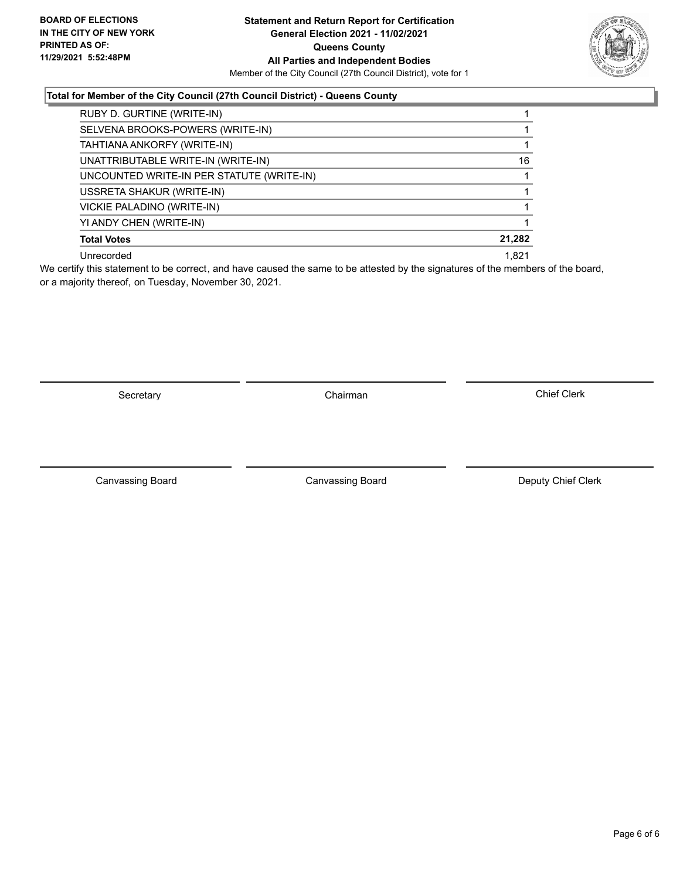**BOARD OF ELECTIONS IN THE CITY OF NEW YORK PRINTED AS OF: 11/29/2021 5:52:48PM**

**Statement and Return Report for Certification General Election 2021 - 11/02/2021 Queens County All Parties and Independent Bodies**

Member of the City Council (27th Council District), vote for 1

### Total for Member of the City Council (27th Council District) - Queens County

| | |
|---|---|
| RUBY D. GURTINE (WRITE-IN) | 1 |
| SELVENA BROOKS-POWERS (WRITE-IN) | 1 |
| TAHTIANA ANKORFY (WRITE-IN) | 1 |
| UNATTRIBUTABLE WRITE-IN (WRITE-IN) | 16 |
| UNCOUNTED WRITE-IN PER STATUTE (WRITE-IN) | 1 |
| USSRETA SHAKUR (WRITE-IN) | 1 |
| VICKIE PALADINO (WRITE-IN) | 1 |
| YI ANDY CHEN (WRITE-IN) | 1 |
| **Total Votes** | **21,282** |
| Unrecorded | 1,821 |

We certify this statement to be correct, and have caused the same to be attested by the signatures of the members of the board, or a majority thereof, on Tuesday, November 30, 2021.

Secretary

Chairman

Chief Clerk

Canvassing Board

Canvassing Board

Deputy Chief Clerk